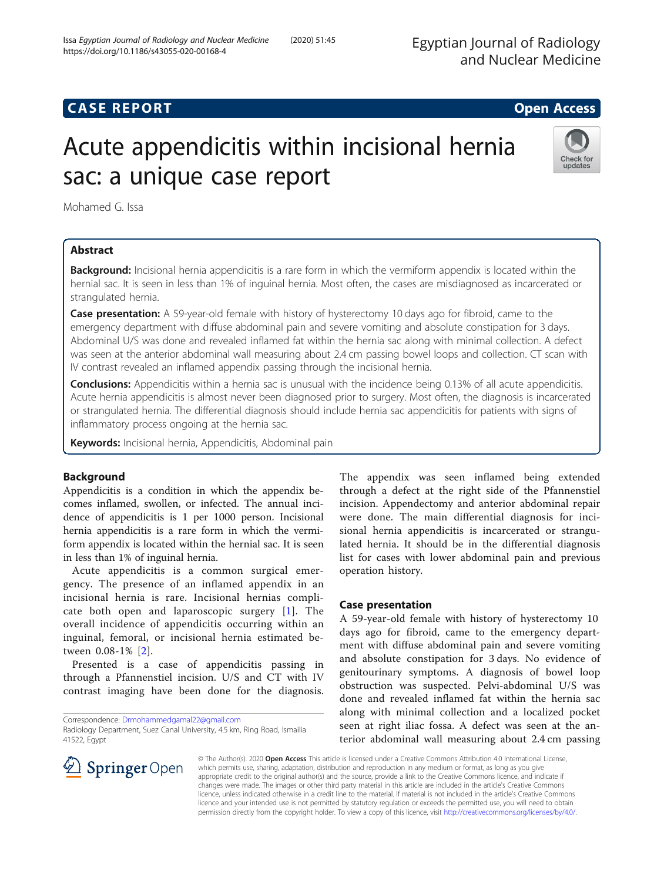# CASE REPORT

# Acute appendicitis within incisional hernia sac: a unique case report

Mohamed G. Issa

## Abstract

**Background:** Incisional hernia appendicitis is a rare form in which the vermiform appendix is located within the hernial sac. It is seen in less than 1% of inguinal hernia. Most often, the cases are misdiagnosed as incarcerated or strangulated hernia.

**Case presentation:** A 59-year-old female with history of hysterectomy 10 days ago for fibroid, came to the emergency department with diffuse abdominal pain and severe vomiting and absolute constipation for 3 days. Abdominal U/S was done and revealed inflamed fat within the hernia sac along with minimal collection. A defect was seen at the anterior abdominal wall measuring about 2.4 cm passing bowel loops and collection. CT scan with IV contrast revealed an inflamed appendix passing through the incisional hernia.

**Conclusions:** Appendicitis within a hernia sac is unusual with the incidence being 0.13% of all acute appendicitis. Acute hernia appendicitis is almost never been diagnosed prior to surgery. Most often, the diagnosis is incarcerated or strangulated hernia. The differential diagnosis should include hernia sac appendicitis for patients with signs of inflammatory process ongoing at the hernia sac.

**Keywords:** Incisional hernia, Appendicitis, Abdominal pain

## Background

Appendicitis is a condition in which the appendix becomes inflamed, swollen, or infected. The annual incidence of appendicitis is 1 per 1000 person. Incisional hernia appendicitis is a rare form in which the vermiform appendix is located within the hernial sac. It is seen in less than 1% of inguinal hernia.

Acute appendicitis is a common surgical emergency. The presence of an inflamed appendix in an incisional hernia is rare. Incisional hernias complicate both open and laparoscopic surgery [1]. The overall incidence of appendicitis occurring within an inguinal, femoral, or incisional hernia estimated between 0.08-1% [2].

Presented is a case of appendicitis passing in through a Pfannenstiel incision. U/S and CT with IV contrast imaging have been done for the diagnosis. The appendix was seen inflamed being extended through a defect at the right side of the Pfannenstiel incision. Appendectomy and anterior abdominal repair were done. The main differential diagnosis for incisional hernia appendicitis is incarcerated or strangulated hernia. It should be in the differential diagnosis list for cases with lower abdominal pain and previous operation history.

## Case presentation

A 59-year-old female with history of hysterectomy 10 days ago for fibroid, came to the emergency department with diffuse abdominal pain and severe vomiting and absolute constipation for 3 days. No evidence of genitourinary symptoms. A diagnosis of bowel loop obstruction was suspected. Pelvi-abdominal U/S was done and revealed inflamed fat within the hernia sac along with minimal collection and a localized pocket seen at right iliac fossa. A defect was seen at the anterior abdominal wall measuring about 2.4 cm passing

Correspondence: Drmohammedgamal22@gmail.com
Radiology Department, Suez Canal University, 4.5 km, Ring Road, Ismailia 41522, Egypt

© The Author(s). 2020 **Open Access** This article is licensed under a Creative Commons Attribution 4.0 International License, which permits use, sharing, adaptation, distribution and reproduction in any medium or format, as long as you give appropriate credit to the original author(s) and the source, provide a link to the Creative Commons licence, and indicate if changes were made. The images or other third party material in this article are included in the article's Creative Commons licence, unless indicated otherwise in a credit line to the material. If material is not included in the article's Creative Commons licence and your intended use is not permitted by statutory regulation or exceeds the permitted use, you will need to obtain permission directly from the copyright holder. To view a copy of this licence, visit http://creativecommons.org/licenses/by/4.0/.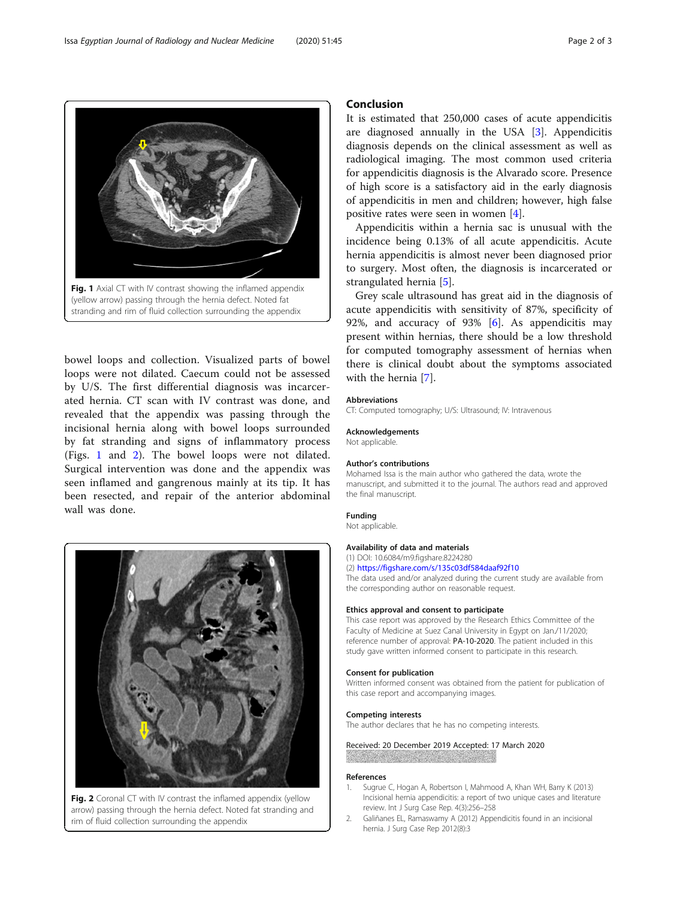Fig. 1 Axial CT with IV contrast showing the inflamed appendix (yellow arrow) passing through the hernia defect. Noted fat stranding and rim of fluid collection surrounding the appendix

bowel loops and collection. Visualized parts of bowel loops were not dilated. Caecum could not be assessed by U/S. The first differential diagnosis was incarcerated hernia. CT scan with IV contrast was done, and revealed that the appendix was passing through the incisional hernia along with bowel loops surrounded by fat stranding and signs of inflammatory process (Figs. 1 and 2). The bowel loops were not dilated. Surgical intervention was done and the appendix was seen inflamed and gangrenous mainly at its tip. It has been resected, and repair of the anterior abdominal wall was done.

Fig. 2 Coronal CT with IV contrast the inflamed appendix (yellow arrow) passing through the hernia defect. Noted fat stranding and rim of fluid collection surrounding the appendix

## Conclusion

It is estimated that 250,000 cases of acute appendicitis are diagnosed annually in the USA [3]. Appendicitis diagnosis depends on the clinical assessment as well as radiological imaging. The most common used criteria for appendicitis diagnosis is the Alvarado score. Presence of high score is a satisfactory aid in the early diagnosis of appendicitis in men and children; however, high false positive rates were seen in women [4].

Appendicitis within a hernia sac is unusual with the incidence being 0.13% of all acute appendicitis. Acute hernia appendicitis is almost never been diagnosed prior to surgery. Most often, the diagnosis is incarcerated or strangulated hernia [5].

Grey scale ultrasound has great aid in the diagnosis of acute appendicitis with sensitivity of 87%, specificity of 92%, and accuracy of 93% [6]. As appendicitis may present within hernias, there should be a low threshold for computed tomography assessment of hernias when there is clinical doubt about the symptoms associated with the hernia [7].

### Abbreviations

CT: Computed tomography; U/S: Ultrasound; IV: Intravenous

### Acknowledgements

Not applicable.

### Author's contributions

Mohamed Issa is the main author who gathered the data, wrote the manuscript, and submitted it to the journal. The authors read and approved the final manuscript.

### Funding

Not applicable.

### Availability of data and materials

(1) DOI: 10.6084/m9.figshare.8224280
(2) https://figshare.com/s/135c03df584daaf92f10
The data used and/or analyzed during the current study are available from the corresponding author on reasonable request.

### Ethics approval and consent to participate

This case report was approved by the Research Ethics Committee of the Faculty of Medicine at Suez Canal University in Egypt on Jan./11/2020; reference number of approval: PA-10-2020. The patient included in this study gave written informed consent to participate in this research.

### Consent for publication

Written informed consent was obtained from the patient for publication of this case report and accompanying images.

### Competing interests

The author declares that he has no competing interests.

Received: 20 December 2019 Accepted: 17 March 2020

### References

1. Sugrue C, Hogan A, Robertson I, Mahmood A, Khan WH, Barry K (2013) Incisional hernia appendicitis: a report of two unique cases and literature review. Int J Surg Case Rep. 4(3):256–258
2. Galiñanes EL, Ramaswamy A (2012) Appendicitis found in an incisional hernia. J Surg Case Rep 2012(8):3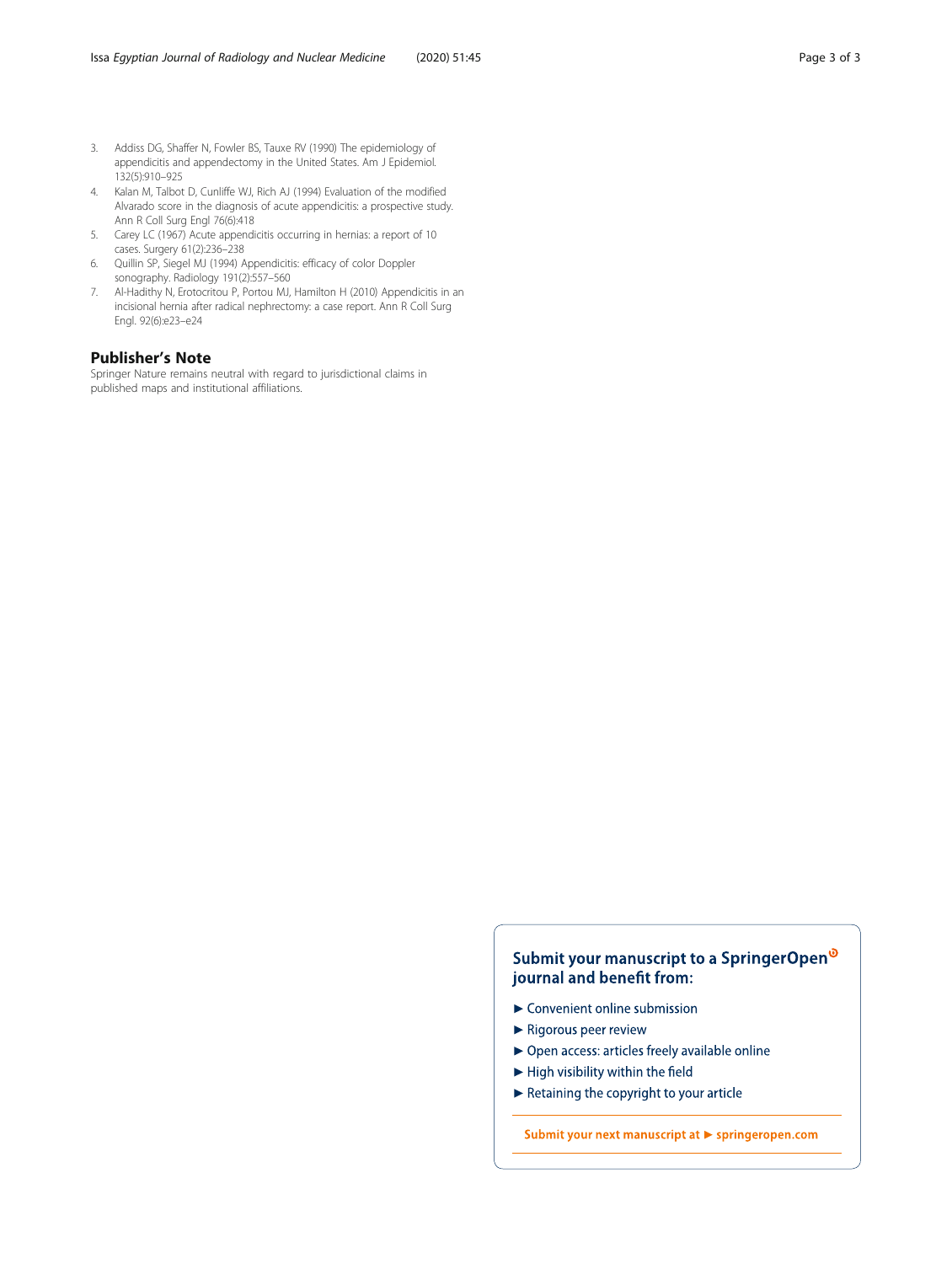3. Addiss DG, Shaffer N, Fowler BS, Tauxe RV (1990) The epidemiology of appendicitis and appendectomy in the United States. Am J Epidemiol. 132(5):910–925
4. Kalan M, Talbot D, Cunliffe WJ, Rich AJ (1994) Evaluation of the modified Alvarado score in the diagnosis of acute appendicitis: a prospective study. Ann R Coll Surg Engl 76(6):418
5. Carey LC (1967) Acute appendicitis occurring in hernias: a report of 10 cases. Surgery 61(2):236–238
6. Quillin SP, Siegel MJ (1994) Appendicitis: efficacy of color Doppler sonography. Radiology 191(2):557–560
7. Al-Hadithy N, Erotocritou P, Portou MJ, Hamilton H (2010) Appendicitis in an incisional hernia after radical nephrectomy: a case report. Ann R Coll Surg Engl. 92(6):e23–e24

## Publisher's Note

Springer Nature remains neutral with regard to jurisdictional claims in published maps and institutional affiliations.

**Submit your manuscript to a SpringerOpen journal and benefit from:**

- ► Convenient online submission
- ► Rigorous peer review
- ► Open access: articles freely available online
- ► High visibility within the field
- ► Retaining the copyright to your article

**Submit your next manuscript at ► springeropen.com**